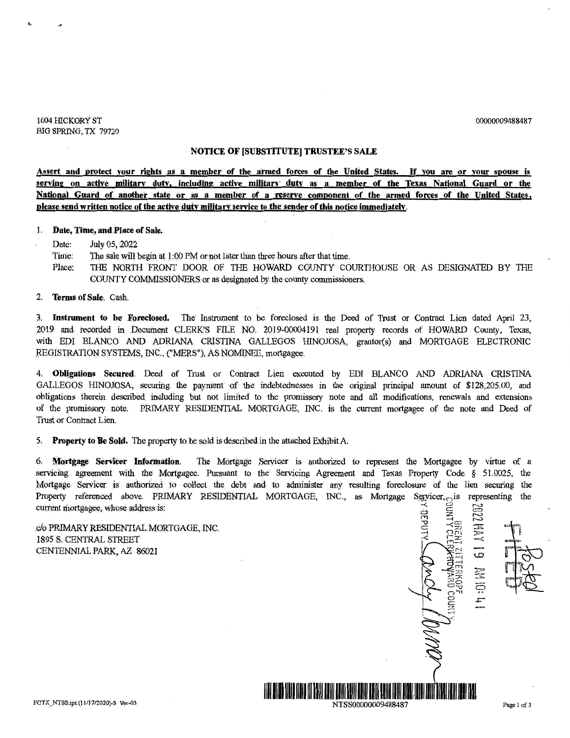1004 HICKORY ST
BIG SPRING, TX 79720

00000009488487

## NOTICE OF [SUBSTITUTE] TRUSTEE'S SALE

**Assert and protect your rights as a member of the armed forces of the United States. If you are or your spouse is serving on active military duty, including active military duty as a member of the Texas National Guard or the National Guard of another state or as a member of a reserve component of the armed forces of the United States, please send written notice of the active duty military service to the sender of this notice immediately.**

1. **Date, Time, and Place of Sale.**

   Date: July 05, 2022

   Time: The sale will begin at 1:00 PM or not later than three hours after that time.

   Place: THE NORTH FRONT DOOR OF THE HOWARD COUNTY COURTHOUSE OR AS DESIGNATED BY THE COUNTY COMMISSIONERS or as designated by the county commissioners.

2. **Terms of Sale**. Cash.

3. **Instrument to be Foreclosed.** The Instrument to be foreclosed is the Deed of Trust or Contract Lien dated April 23, 2019 and recorded in Document CLERK'S FILE NO. 2019-00004191 real property records of HOWARD County, Texas, with EDI BLANCO AND ADRIANA CRISTINA GALLEGOS HINOJOSA, grantor(s) and MORTGAGE ELECTRONIC REGISTRATION SYSTEMS, INC., ("MERS"), AS NOMINEE, mortgagee.

4. **Obligations Secured**. Deed of Trust or Contract Lien executed by EDI BLANCO AND ADRIANA CRISTINA GALLEGOS HINOJOSA, securing the payment of the indebtednesses in the original principal amount of $128,205.00, and obligations therein described including but not limited to the promissory note and all modifications, renewals and extensions of the promissory note. PRIMARY RESIDENTIAL MORTGAGE, INC. is the current mortgagee of the note and Deed of Trust or Contract Lien.

5. **Property to Be Sold.** The property to be sold is described in the attached Exhibit A.

6. **Mortgage Servicer Information.** The Mortgage Servicer is authorized to represent the Mortgagee by virtue of a servicing agreement with the Mortgagee. Pursuant to the Servicing Agreement and Texas Property Code § 51.0025, the Mortgage Servicer is authorized to collect the debt and to administer any resulting foreclosure of the lien securing the Property referenced above. PRIMARY RESIDENTIAL MORTGAGE, INC., as Mortgage Servicer, is representing the current mortgagee, whose address is:

c/o PRIMARY RESIDENTIAL MORTGAGE, INC.
1895 S. CENTRAL STREET
CENTENNIAL PARK, AZ 86021

FILED 2022 MAY 19 AM 10:41
BRENT ZITTERKOPF
COUNTY CLERK HOWARD COUNTY
BY DEPUTY

Posted

FCTX_NTSS.rpt (11/17/2020)-S Ver-03

NTSS00000009488487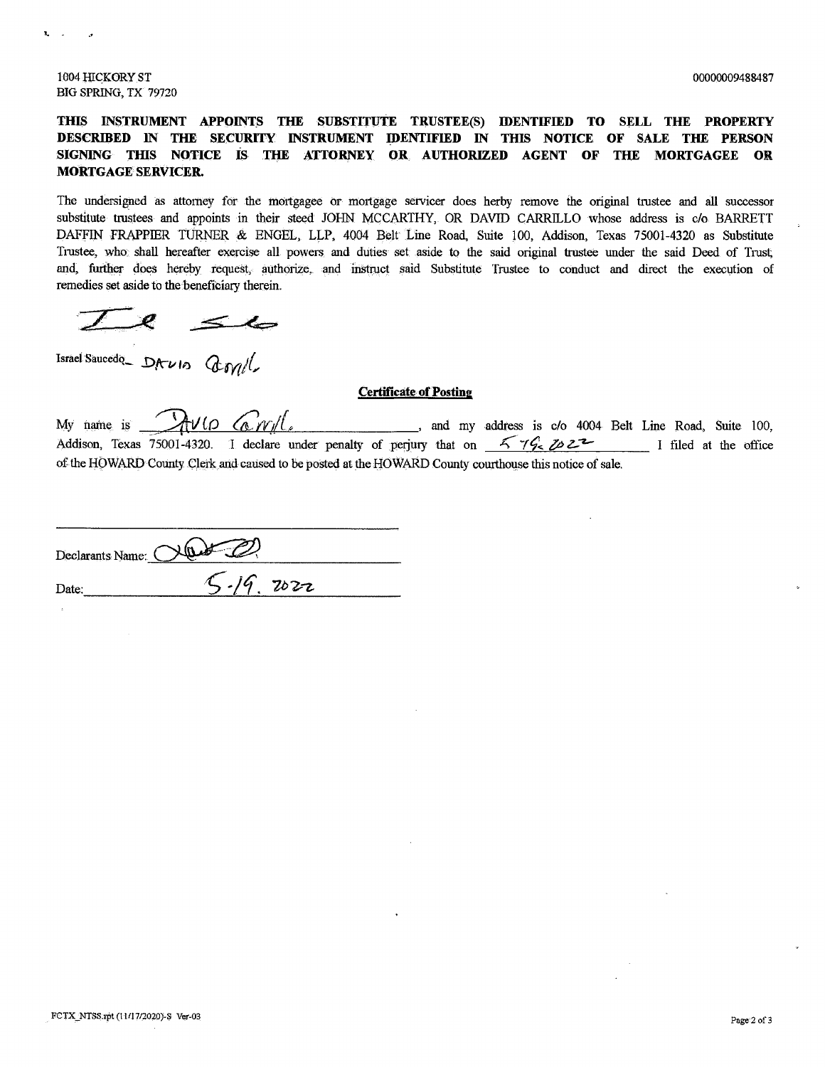1004 HICKORY ST
BIG SPRING, TX 79720

00000009488487

**THIS INSTRUMENT APPOINTS THE SUBSTITUTE TRUSTEE(S) IDENTIFIED TO SELL THE PROPERTY DESCRIBED IN THE SECURITY INSTRUMENT IDENTIFIED IN THIS NOTICE OF SALE THE PERSON SIGNING THIS NOTICE IS THE ATTORNEY OR AUTHORIZED AGENT OF THE MORTGAGEE OR MORTGAGE SERVICER.**

The undersigned as attorney for the mortgagee or mortgage servicer does herby remove the original trustee and all successor substitute trustees and appoints in their steed JOHN MCCARTHY, OR DAVID CARRILLO whose address is c/o BARRETT DAFFIN FRAPPIER TURNER & ENGEL, LLP, 4004 Belt Line Road, Suite 100, Addison, Texas 75001-4320 as Substitute Trustee, who shall hereafter exercise all powers and duties set aside to the said original trustee under the said Deed of Trust; and, further does hereby request, authorize, and instruct said Substitute Trustee to conduct and direct the execution of remedies set aside to the beneficiary therein.

Israel Saucedo DAVID Carrill

**Certificate of Posting**

My name is David Carrill, and my address is c/o 4004 Belt Line Road, Suite 100, Addison, Texas 75001-4320. I declare under penalty of perjury that on 5-19-2022 I filed at the office of the HOWARD County Clerk and caused to be posted at the HOWARD County courthouse this notice of sale.

Declarants Name: ____________________

Date: 5-19-2022

FCTX_NTSS.rpt (11/17/2020)-S Ver-03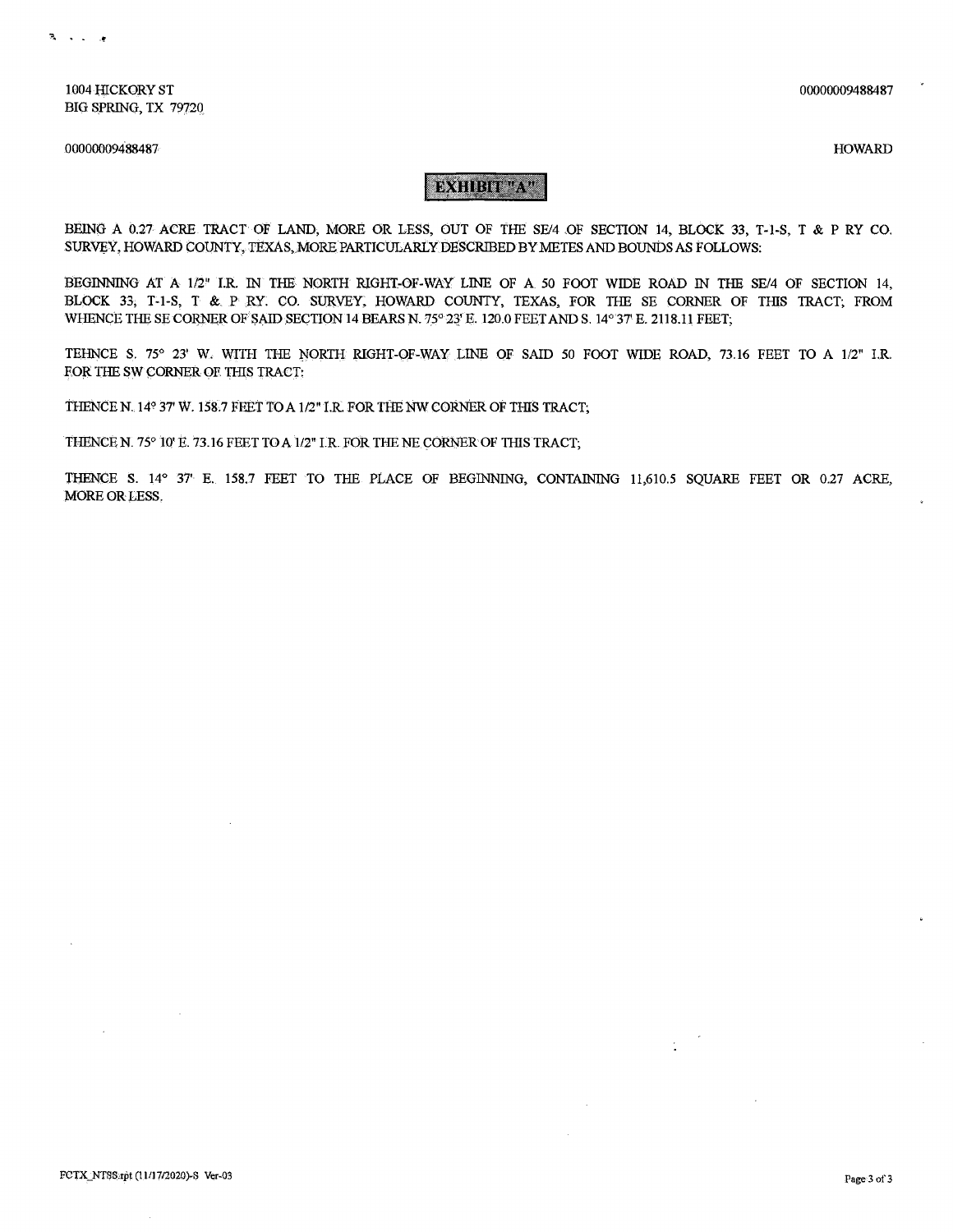1004 HICKORY ST
BIG SPRING, TX 79720

00000009488487

00000009488487

HOWARD

# EXHIBIT "A"

BEING A 0.27 ACRE TRACT OF LAND, MORE OR LESS, OUT OF THE SE/4 OF SECTION 14, BLOCK 33, T-1-S, T & P RY CO. SURVEY, HOWARD COUNTY, TEXAS, MORE PARTICULARLY DESCRIBED BY METES AND BOUNDS AS FOLLOWS:

BEGINNING AT A 1/2" I.R. IN THE NORTH RIGHT-OF-WAY LINE OF A 50 FOOT WIDE ROAD IN THE SE/4 OF SECTION 14, BLOCK 33, T-1-S, T & P RY. CO. SURVEY, HOWARD COUNTY, TEXAS, FOR THE SE CORNER OF THIS TRACT; FROM WHENCE THE SE CORNER OF SAID SECTION 14 BEARS N. 75° 23' E. 120.0 FEET AND S. 14° 37' E. 2118.11 FEET;

TEHNCE S. 75° 23' W. WITH THE NORTH RIGHT-OF-WAY LINE OF SAID 50 FOOT WIDE ROAD, 73.16 FEET TO A 1/2" I.R. FOR THE SW CORNER OF THIS TRACT;

THENCE N. 14° 37' W. 158.7 FEET TO A 1/2" I.R. FOR THE NW CORNER OF THIS TRACT;

THENCE N. 75° 10' E. 73.16 FEET TO A 1/2" I.R. FOR THE NE CORNER OF THIS TRACT;

THENCE S. 14° 37' E. 158.7 FEET TO THE PLACE OF BEGINNING, CONTAINING 11,610.5 SQUARE FEET OR 0.27 ACRE, MORE OR LESS.

FCTX_NTSS.rpt (11/17/2020)-S Ver-03